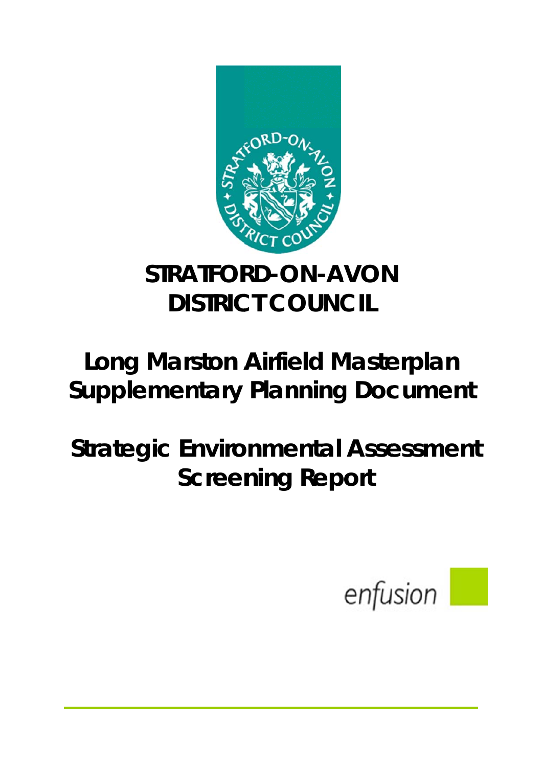# STRATFORD-ON-AVON DISTRICT COUNCIL

# Long Marston Airfield Masterplan Supplementary Planning Document

# Strategic Environmental Assessment Screening Report

enfusion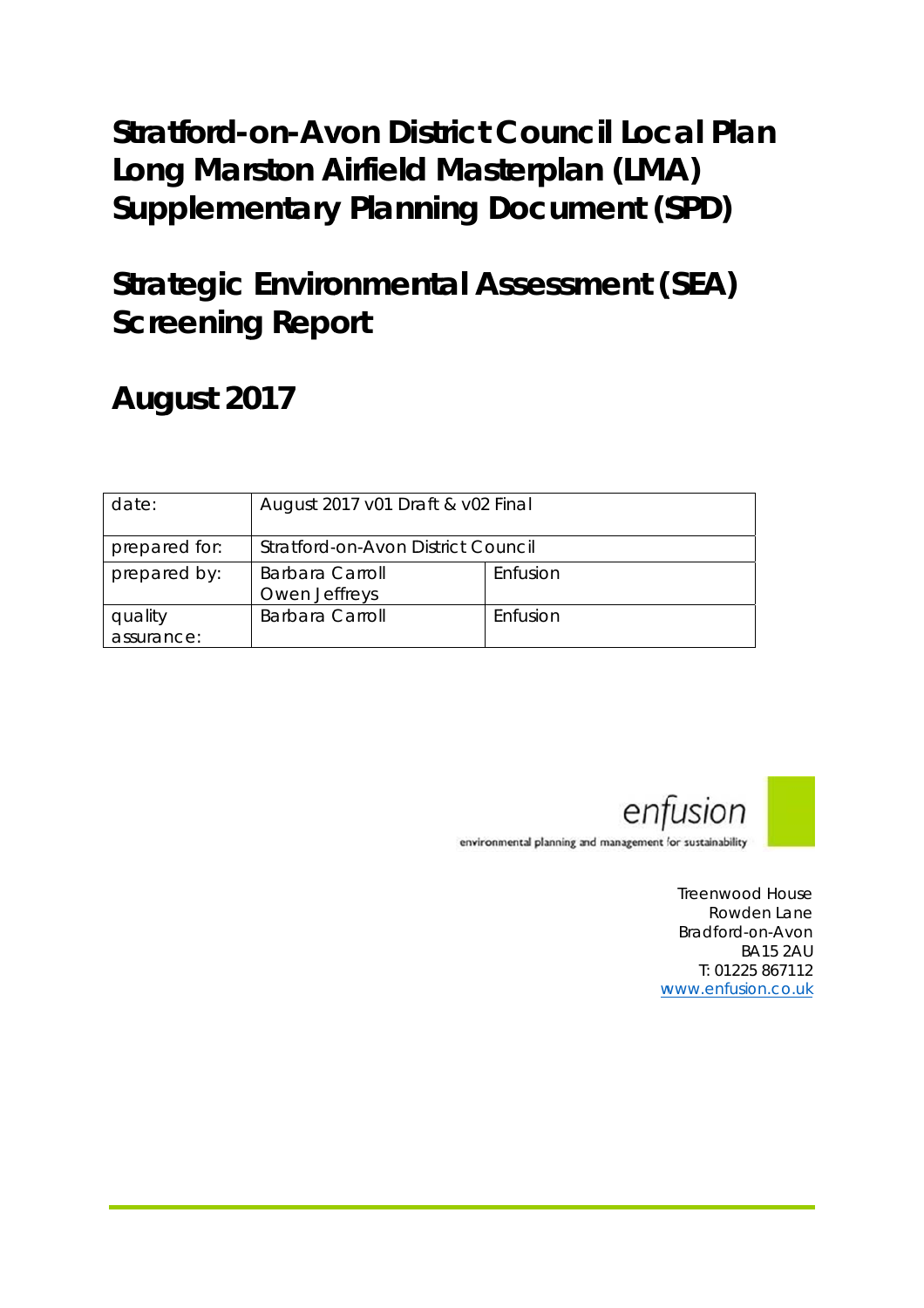# Stratford-on-Avon District Council Local Plan Long Marston Airfield Masterplan (LMA) Supplementary Planning Document (SPD)

# Strategic Environmental Assessment (SEA) Screening Report

# August 2017

| date: | August 2017 v01 Draft & v02 Final | |
|---|---|---|
| prepared for: | Stratford-on-Avon District Council | |
| prepared by: | Barbara Carroll<br>Owen Jeffreys | Enfusion |
| quality assurance: | Barbara Carroll | Enfusion |

enfusion
environmental planning and management for sustainability

Treenwood House
Rowden Lane
Bradford-on-Avon
BA15 2AU
T: 01225 867112
www.enfusion.co.uk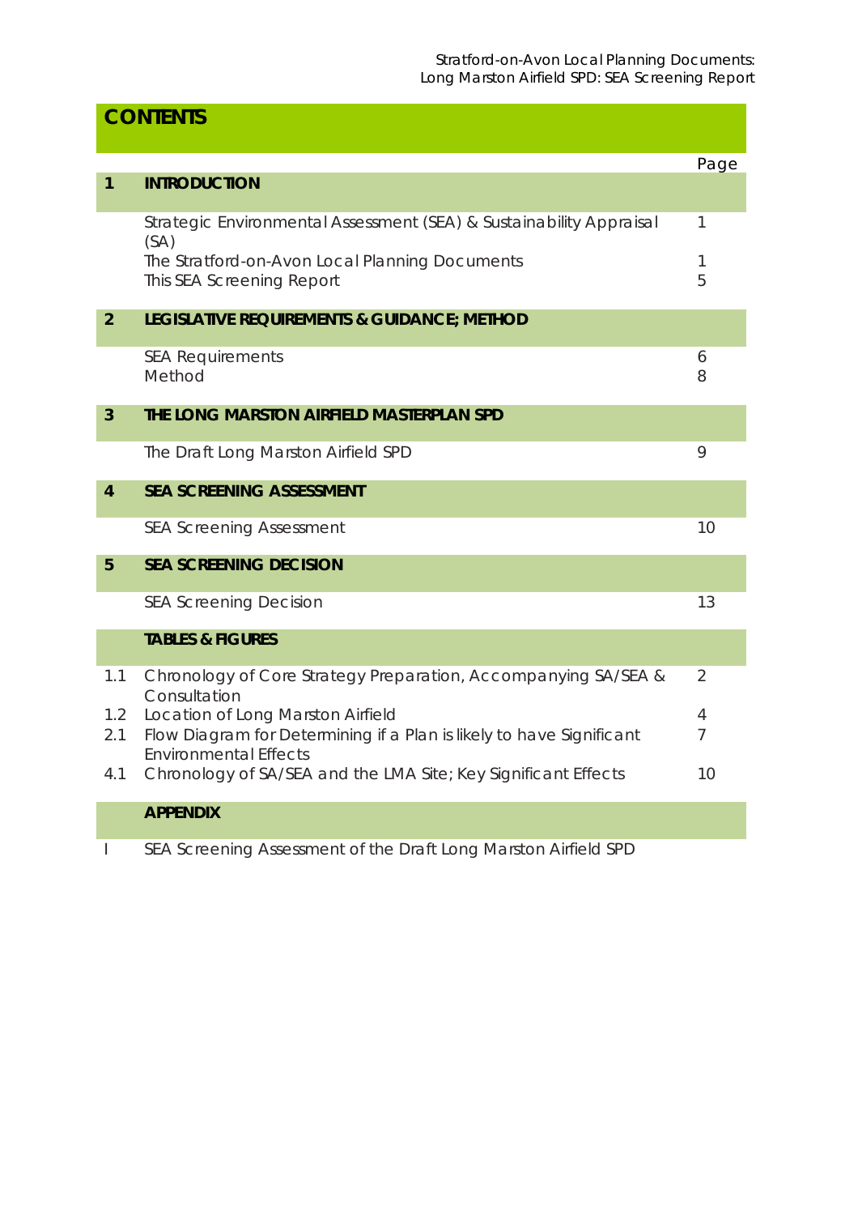## CONTENTS

| | | Page |
|---|---|---|
| **1** | **INTRODUCTION** | |
| | Strategic Environmental Assessment (SEA) & Sustainability Appraisal (SA) | 1 |
| | The Stratford-on-Avon Local Planning Documents | 1 |
| | This SEA Screening Report | 5 |
| **2** | **LEGISLATIVE REQUIREMENTS & GUIDANCE; METHOD** | |
| | SEA Requirements | 6 |
| | Method | 8 |
| **3** | **THE LONG MARSTON AIRFIELD MASTERPLAN SPD** | |
| | The Draft Long Marston Airfield SPD | 9 |
| **4** | **SEA SCREENING ASSESSMENT** | |
| | SEA Screening Assessment | 10 |
| **5** | **SEA SCREENING DECISION** | |
| | SEA Screening Decision | 13 |
| | **TABLES & FIGURES** | |
| 1.1 | Chronology of Core Strategy Preparation, Accompanying SA/SEA & Consultation | 2 |
| 1.2 | Location of Long Marston Airfield | 4 |
| 2.1 | Flow Diagram for Determining if a Plan is likely to have Significant Environmental Effects | 7 |
| 4.1 | Chronology of SA/SEA and the LMA Site; Key Significant Effects | 10 |
| | **APPENDIX** | |
| I | SEA Screening Assessment of the Draft Long Marston Airfield SPD | |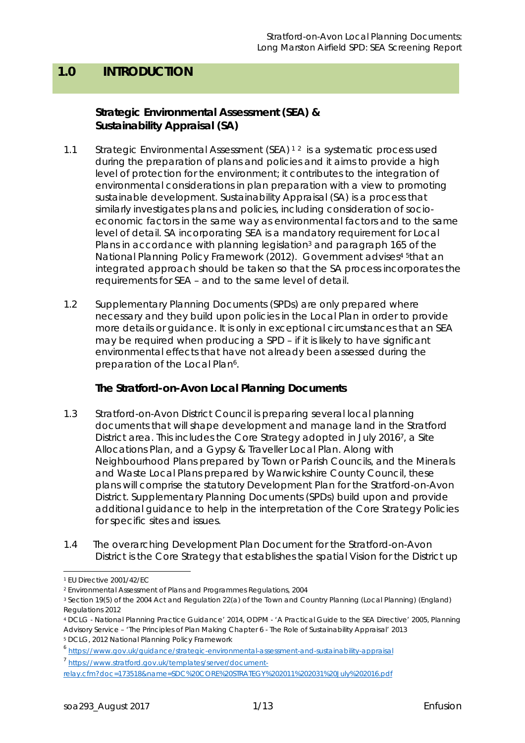# 1.0 INTRODUCTION

### Strategic Environmental Assessment (SEA) & Sustainability Appraisal (SA)

1.1 Strategic Environmental Assessment (SEA) [1] [2] is a systematic process used during the preparation of plans and policies and it aims to provide a high level of protection for the environment; it contributes to the integration of environmental considerations in plan preparation with a view to promoting sustainable development. Sustainability Appraisal (SA) is a process that similarly investigates plans and policies, including consideration of socio-economic factors in the same way as environmental factors and to the same level of detail. SA incorporating SEA is a mandatory requirement for Local Plans in accordance with planning legislation[3] and paragraph 165 of the National Planning Policy Framework (2012). Government advises[4] [5]that an integrated approach should be taken so that the SA process incorporates the requirements for SEA – and to the same level of detail.

1.2 Supplementary Planning Documents (SPDs) are only prepared where necessary and they build upon policies in the Local Plan in order to provide more details or guidance. It is only in exceptional circumstances that an SEA may be required when producing a SPD – if it is likely to have significant environmental effects that have not already been assessed during the preparation of the Local Plan[6].

### The Stratford-on-Avon Local Planning Documents

1.3 Stratford-on-Avon District Council is preparing several local planning documents that will shape development and manage land in the Stratford District area. This includes the Core Strategy adopted in July 2016[7], a Site Allocations Plan, and a Gypsy & Traveller Local Plan. Along with Neighbourhood Plans prepared by Town or Parish Councils, and the Minerals and Waste Local Plans prepared by Warwickshire County Council, these plans will comprise the statutory Development Plan for the Stratford-on-Avon District. Supplementary Planning Documents (SPDs) build upon and provide additional guidance to help in the interpretation of the Core Strategy Policies for specific sites and issues.

1.4 The overarching Development Plan Document for the Stratford-on-Avon District is the Core Strategy that establishes the spatial Vision for the District up

---

[1] EU Directive 2001/42/EC

[2] Environmental Assessment of Plans and Programmes Regulations, 2004

[3] Section 19(5) of the 2004 Act and Regulation 22(a) of the Town and Country Planning (Local Planning) (England) Regulations 2012

[4] DCLG - National Planning Practice Guidance' 2014, ODPM - 'A Practical Guide to the SEA Directive' 2005, Planning Advisory Service – 'The Principles of Plan Making Chapter 6 - The Role of Sustainability Appraisal' 2013

[5] DCLG, 2012 National Planning Policy Framework

[6] https://www.gov.uk/guidance/strategic-environmental-assessment-and-sustainability-appraisal

[7] https://www.stratford.gov.uk/templates/server/document-relay.cfm?doc=173518&name=SDC%20CORE%20STRATEGY%202011%202031%20July%202016.pdf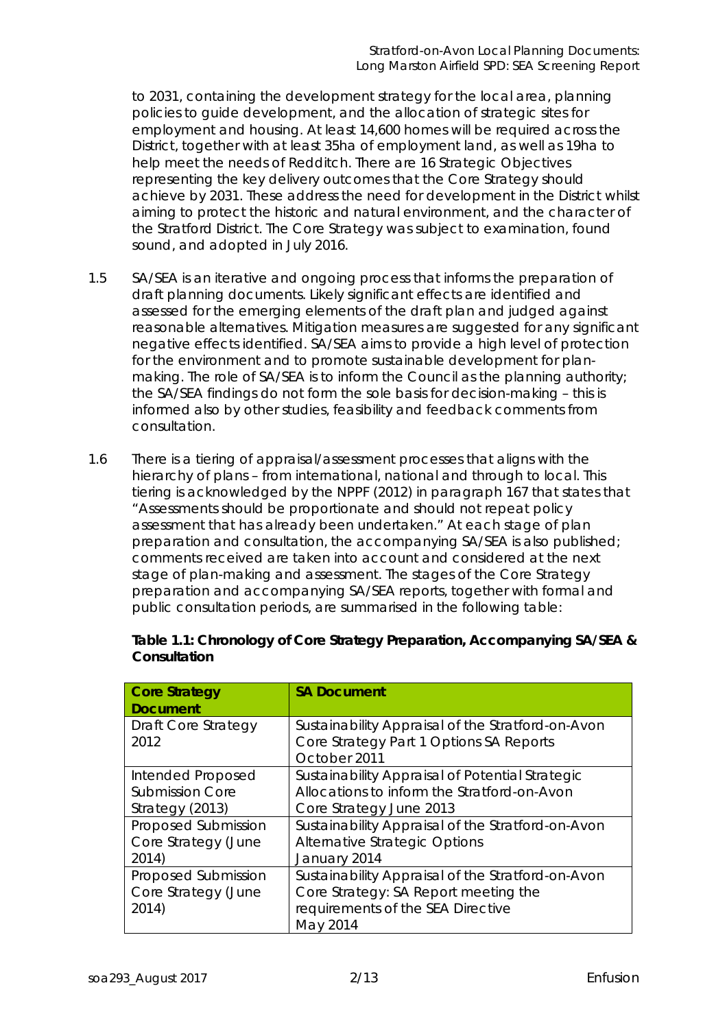to 2031, containing the development strategy for the local area, planning policies to guide development, and the allocation of strategic sites for employment and housing. At least 14,600 homes will be required across the District, together with at least 35ha of employment land, as well as 19ha to help meet the needs of Redditch. There are 16 Strategic Objectives representing the key delivery outcomes that the Core Strategy should achieve by 2031. These address the need for development in the District whilst aiming to protect the historic and natural environment, and the character of the Stratford District. The Core Strategy was subject to examination, found sound, and adopted in July 2016.

1.5 SA/SEA is an iterative and ongoing process that informs the preparation of draft planning documents. Likely significant effects are identified and assessed for the emerging elements of the draft plan and judged against reasonable alternatives. Mitigation measures are suggested for any significant negative effects identified. SA/SEA aims to provide a high level of protection for the environment and to promote sustainable development for plan-making. The role of SA/SEA is to inform the Council as the planning authority; the SA/SEA findings do not form the sole basis for decision-making – this is informed also by other studies, feasibility and feedback comments from consultation.

1.6 There is a tiering of appraisal/assessment processes that aligns with the hierarchy of plans – from international, national and through to local. This tiering is acknowledged by the NPPF (2012) in paragraph 167 that states that "Assessments should be proportionate and should not repeat policy assessment that has already been undertaken." At each stage of plan preparation and consultation, the accompanying SA/SEA is also published; comments received are taken into account and considered at the next stage of plan-making and assessment. The stages of the Core Strategy preparation and accompanying SA/SEA reports, together with formal and public consultation periods, are summarised in the following table:

**Table 1.1: Chronology of Core Strategy Preparation, Accompanying SA/SEA & Consultation**

| Core Strategy Document | SA Document |
|---|---|
| Draft Core Strategy 2012 | Sustainability Appraisal of the Stratford-on-Avon Core Strategy Part 1 Options SA Reports October 2011 |
| Intended Proposed Submission Core Strategy (2013) | Sustainability Appraisal of Potential Strategic Allocations to inform the Stratford-on-Avon Core Strategy June 2013 |
| Proposed Submission Core Strategy (June 2014) | Sustainability Appraisal of the Stratford-on-Avon Alternative Strategic Options January 2014 |
| Proposed Submission Core Strategy (June 2014) | Sustainability Appraisal of the Stratford-on-Avon Core Strategy: SA Report meeting the requirements of the SEA Directive May 2014 |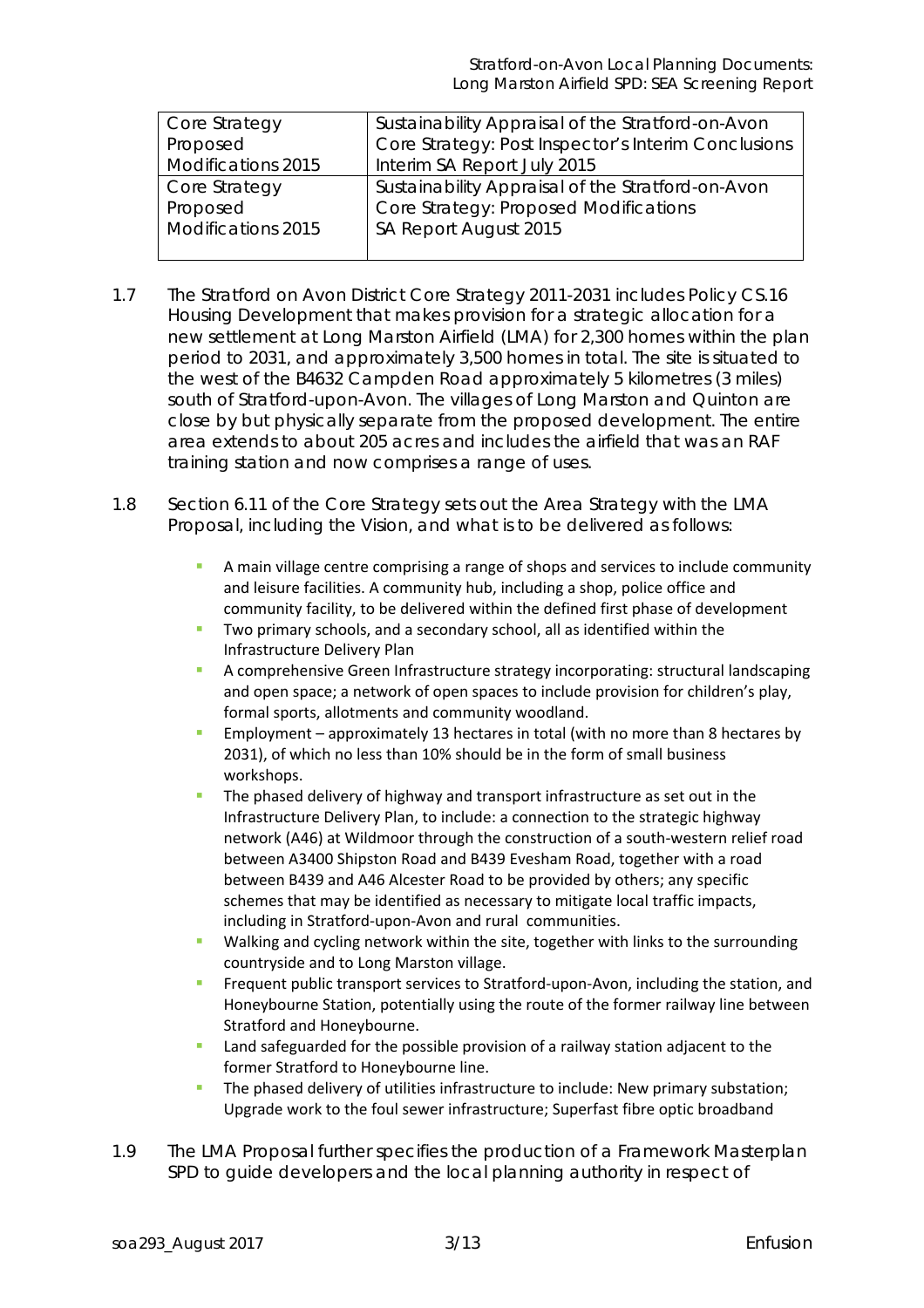| Core Strategy Proposed Modifications 2015 | Sustainability Appraisal of the Stratford-on-Avon Core Strategy: Post Inspector's Interim Conclusions Interim SA Report July 2015 |
|---|---|
| Core Strategy Proposed Modifications 2015 | Sustainability Appraisal of the Stratford-on-Avon Core Strategy: Proposed Modifications SA Report August 2015 |

1.7 The Stratford on Avon District Core Strategy 2011-2031 includes Policy CS.16 Housing Development that makes provision for a strategic allocation for a new settlement at Long Marston Airfield (LMA) for 2,300 homes within the plan period to 2031, and approximately 3,500 homes in total. The site is situated to the west of the B4632 Campden Road approximately 5 kilometres (3 miles) south of Stratford-upon-Avon. The villages of Long Marston and Quinton are close by but physically separate from the proposed development. The entire area extends to about 205 acres and includes the airfield that was an RAF training station and now comprises a range of uses.

1.8 Section 6.11 of the Core Strategy sets out the Area Strategy with the LMA Proposal, including the Vision, and what is to be delivered as follows:

- A main village centre comprising a range of shops and services to include community and leisure facilities. A community hub, including a shop, police office and community facility, to be delivered within the defined first phase of development
- Two primary schools, and a secondary school, all as identified within the Infrastructure Delivery Plan
- A comprehensive Green Infrastructure strategy incorporating: structural landscaping and open space; a network of open spaces to include provision for children's play, formal sports, allotments and community woodland.
- Employment – approximately 13 hectares in total (with no more than 8 hectares by 2031), of which no less than 10% should be in the form of small business workshops.
- The phased delivery of highway and transport infrastructure as set out in the Infrastructure Delivery Plan, to include: a connection to the strategic highway network (A46) at Wildmoor through the construction of a south-western relief road between A3400 Shipston Road and B439 Evesham Road, together with a road between B439 and A46 Alcester Road to be provided by others; any specific schemes that may be identified as necessary to mitigate local traffic impacts, including in Stratford-upon-Avon and rural communities.
- Walking and cycling network within the site, together with links to the surrounding countryside and to Long Marston village.
- Frequent public transport services to Stratford-upon-Avon, including the station, and Honeybourne Station, potentially using the route of the former railway line between Stratford and Honeybourne.
- Land safeguarded for the possible provision of a railway station adjacent to the former Stratford to Honeybourne line.
- The phased delivery of utilities infrastructure to include: New primary substation; Upgrade work to the foul sewer infrastructure; Superfast fibre optic broadband

1.9 The LMA Proposal further specifies the production of a Framework Masterplan SPD to guide developers and the local planning authority in respect of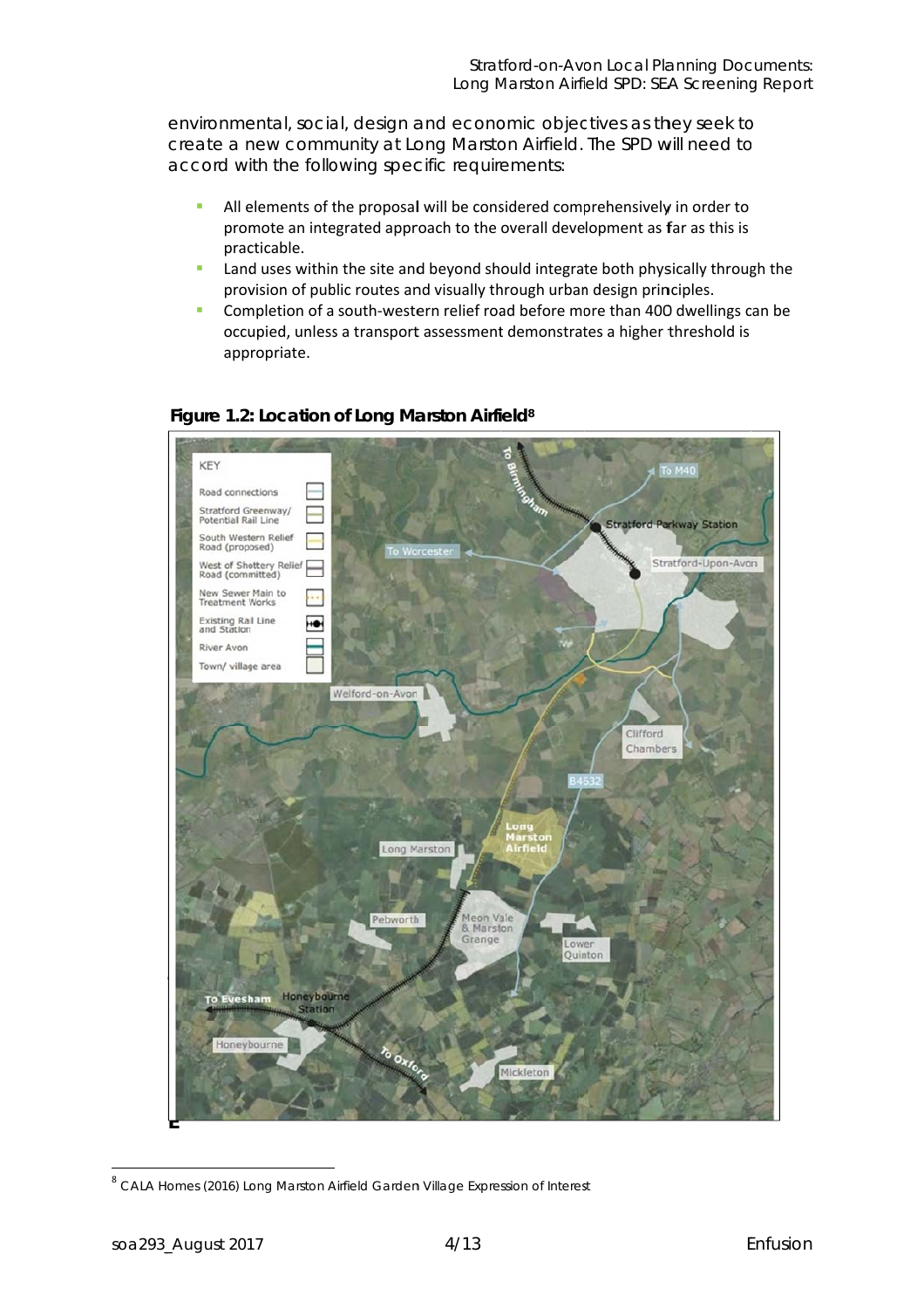environmental, social, design and economic objectives as they seek to create a new community at Long Marston Airfield. The SPD will need to accord with the following specific requirements:

- All elements of the proposal will be considered comprehensively in order to promote an integrated approach to the overall development as far as this is practicable.
- Land uses within the site and beyond should integrate both physically through the provision of public routes and visually through urban design principles.
- Completion of a south-western relief road before more than 400 dwellings can be occupied, unless a transport assessment demonstrates a higher threshold is appropriate.

**Figure 1.2: Location of Long Marston Airfield**[8]

[8] CALA Homes (2016) Long Marston Airfield Garden Village Expression of Interest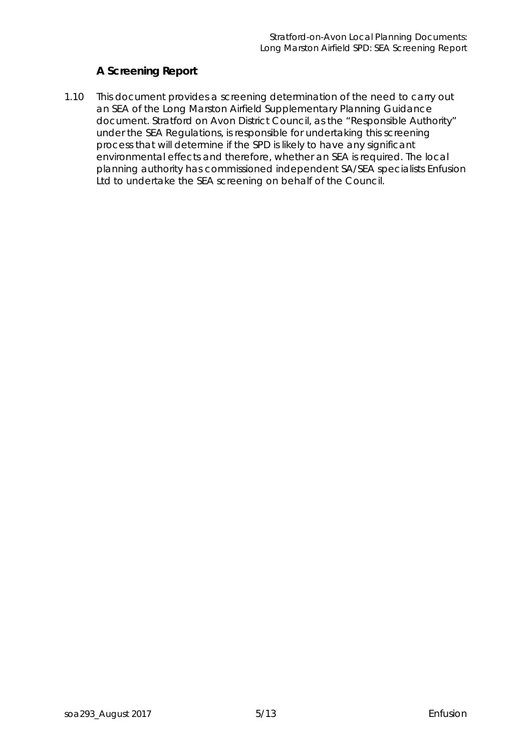### A Screening Report

1.10 This document provides a screening determination of the need to carry out an SEA of the Long Marston Airfield Supplementary Planning Guidance document. Stratford on Avon District Council, as the "Responsible Authority" under the SEA Regulations, is responsible for undertaking this screening process that will determine if the SPD is likely to have any significant environmental effects and therefore, whether an SEA is required. The local planning authority has commissioned independent SA/SEA specialists Enfusion Ltd to undertake the SEA screening on behalf of the Council.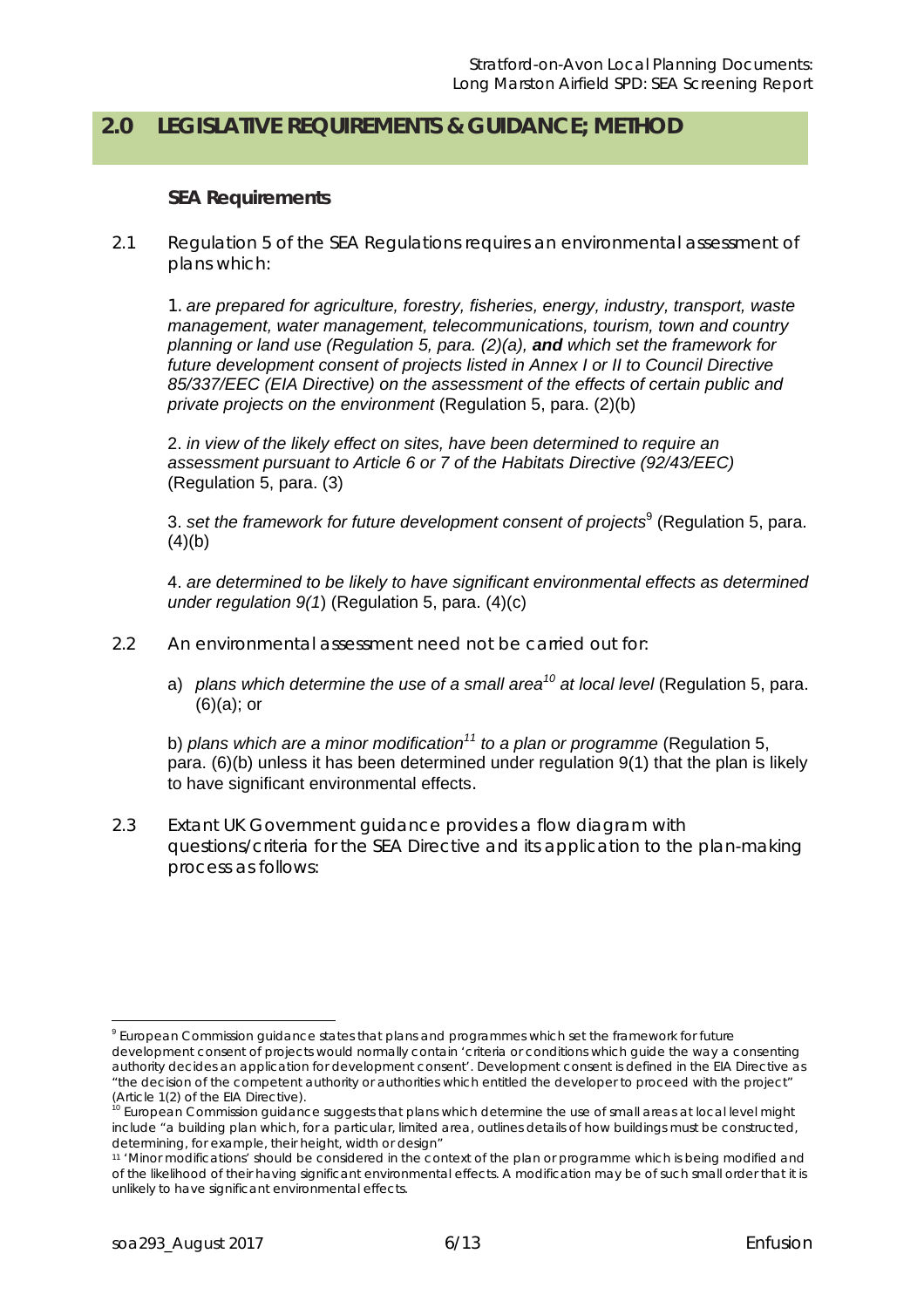## 2.0 LEGISLATIVE REQUIREMENTS & GUIDANCE; METHOD

### SEA Requirements

2.1 Regulation 5 of the SEA Regulations requires an environmental assessment of plans which:

1. *are prepared for agriculture, forestry, fisheries, energy, industry, transport, waste management, water management, telecommunications, tourism, town and country planning or land use (Regulation 5, para. (2)(a),* ***and*** *which set the framework for future development consent of projects listed in Annex I or II to Council Directive 85/337/EEC (EIA Directive) on the assessment of the effects of certain public and private projects on the environment* (Regulation 5, para. (2)(b)

2. *in view of the likely effect on sites, have been determined to require an assessment pursuant to Article 6 or 7 of the Habitats Directive (92/43/EEC)* (Regulation 5, para. (3)

3. *set the framework for future development consent of projects*[9] (Regulation 5, para. (4)(b)

4. *are determined to be likely to have significant environmental effects as determined under regulation 9(1*) (Regulation 5, para. (4)(c)

2.2 An environmental assessment need not be carried out for:

a) *plans which determine the use of a small area*[10] *at local level* (Regulation 5, para. (6)(a); or

b) *plans which are a minor modification*[11] *to a plan or programme* (Regulation 5, para. (6)(b) unless it has been determined under regulation 9(1) that the plan is likely to have significant environmental effects.

2.3 Extant UK Government guidance provides a flow diagram with questions/criteria for the SEA Directive and its application to the plan-making process as follows:

---

[9] European Commission guidance states that plans and programmes which set the framework for future development consent of projects would normally contain 'criteria or conditions which guide the way a consenting authority decides an application for development consent'. Development consent is defined in the EIA Directive as "the decision of the competent authority or authorities which entitled the developer to proceed with the project" (Article 1(2) of the EIA Directive).

[10] European Commission guidance suggests that plans which determine the use of small areas at local level might include "a building plan which, for a particular, limited area, outlines details of how buildings must be constructed, determining, for example, their height, width or design"

[11] 'Minor modifications' should be considered in the context of the plan or programme which is being modified and of the likelihood of their having significant environmental effects. A modification may be of such small order that it is unlikely to have significant environmental effects.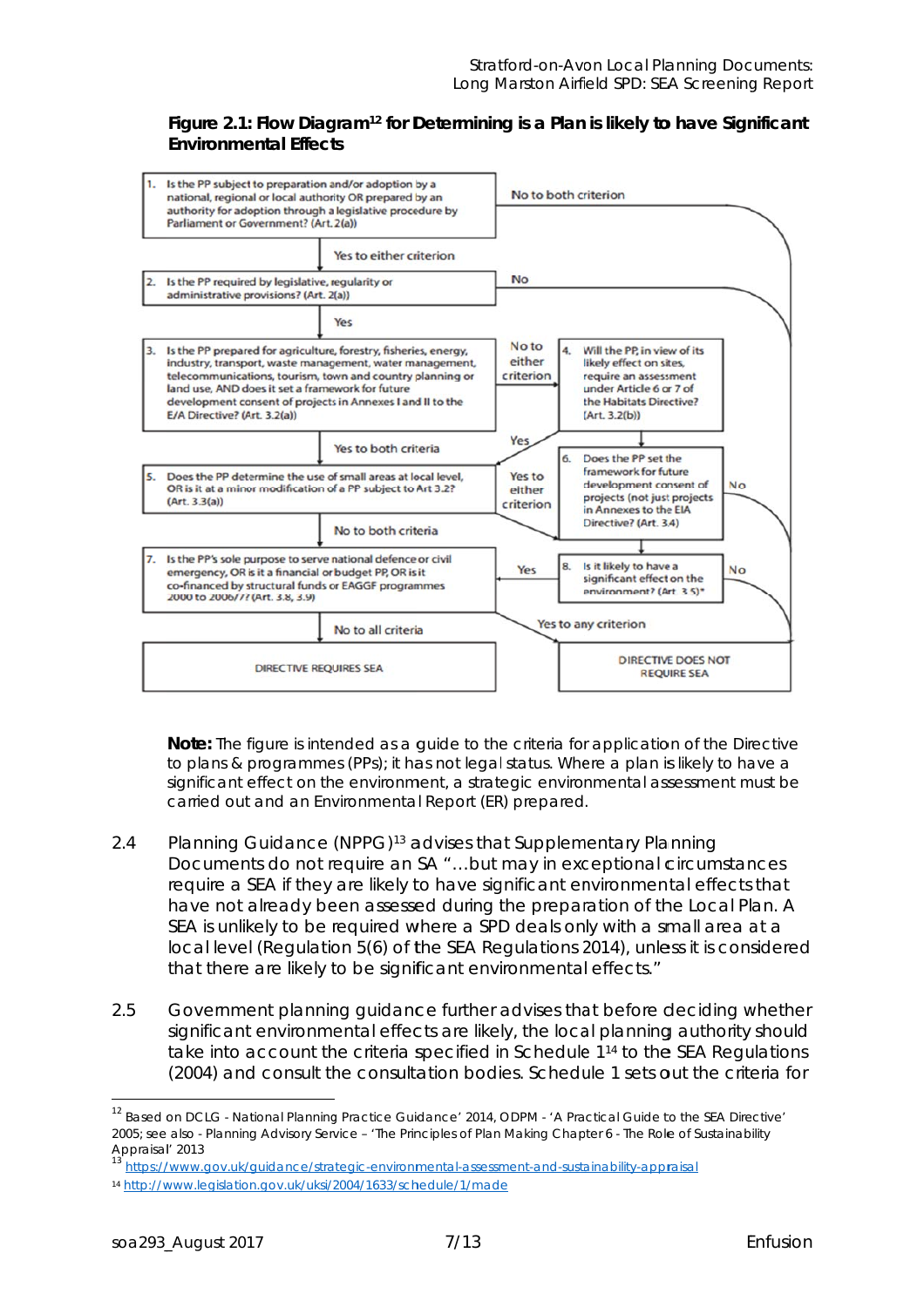**Figure 2.1: Flow Diagram[12] for Determining is a Plan is likely to have Significant Environmental Effects**

1. Is the PP subject to preparation and/or adoption by a national, regional or local authority OR prepared by an authority for adoption through a legislative procedure by Parliament or Government? (Art. 2(a))
   - No to both criterion → DIRECTIVE DOES NOT REQUIRE SEA
   - Yes to either criterion → 2

2. Is the PP required by legislative, regulatory or administrative provisions? (Art. 2(a))
   - No → DIRECTIVE DOES NOT REQUIRE SEA
   - Yes → 3

3. Is the PP prepared for agriculture, forestry, fisheries, energy, industry, transport, waste management, water management, telecommunications, tourism, town and country planning or land use, AND does it set a framework for future development consent of projects in Annexes I and II to the EIA Directive? (Art. 3.2(a))
   - No to either criterion → 4
   - Yes to both criteria → 5

4. Will the PP, in view of its likely effect on sites, require an assessment under Article 6 or 7 of the Habitats Directive? (Art. 3.2(b))
   - Yes → 5

5. Does the PP determine the use of small areas at local level, OR is it a minor modification of a PP subject to Art 3.2? (Art. 3.3(a))
   - Yes to either criterion → 8
   - No to both criteria → 7

6. Does the PP set the framework for future development consent of projects (not just projects in Annexes to the EIA Directive)? (Art. 3.4)
   - No → DIRECTIVE DOES NOT REQUIRE SEA
   - (continues to 8)

7. Is the PP's sole purpose to serve national defence or civil emergency, OR is it a financial or budget PP, OR is it co-financed by structural funds or EAGGF programmes 2000 to 2006/7? (Art. 3.8, 3.9)
   - Yes to any criterion → DIRECTIVE DOES NOT REQUIRE SEA
   - No to all criteria → DIRECTIVE REQUIRES SEA

8. Is it likely to have a significant effect on the environment? (Art. 3.5)*
   - Yes → 7
   - No → DIRECTIVE DOES NOT REQUIRE SEA

DIRECTIVE REQUIRES SEA | DIRECTIVE DOES NOT REQUIRE SEA

**Note:** The figure is intended as a guide to the criteria for application of the Directive to plans & programmes (PPs); it has not legal status. Where a plan is likely to have a significant effect on the environment, a strategic environmental assessment must be carried out and an Environmental Report (ER) prepared.

2.4 Planning Guidance (NPPG)[13] advises that Supplementary Planning Documents do not require an SA "…but may in exceptional circumstances require a SEA if they are likely to have significant environmental effects that have not already been assessed during the preparation of the Local Plan. A SEA is unlikely to be required where a SPD deals only with a small area at a local level (Regulation 5(6) of the SEA Regulations 2014), unless it is considered that there are likely to be significant environmental effects."

2.5 Government planning guidance further advises that before deciding whether significant environmental effects are likely, the local planning authority should take into account the criteria specified in Schedule 1[14] to the SEA Regulations (2004) and consult the consultation bodies. Schedule 1 sets out the criteria for

---

[12] Based on DCLG - National Planning Practice Guidance' 2014, ODPM - 'A Practical Guide to the SEA Directive' 2005; see also - Planning Advisory Service – 'The Principles of Plan Making Chapter 6 - The Role of Sustainability Appraisal' 2013

[13] https://www.gov.uk/guidance/strategic-environmental-assessment-and-sustainability-appraisal

[14] http://www.legislation.gov.uk/uksi/2004/1633/schedule/1/made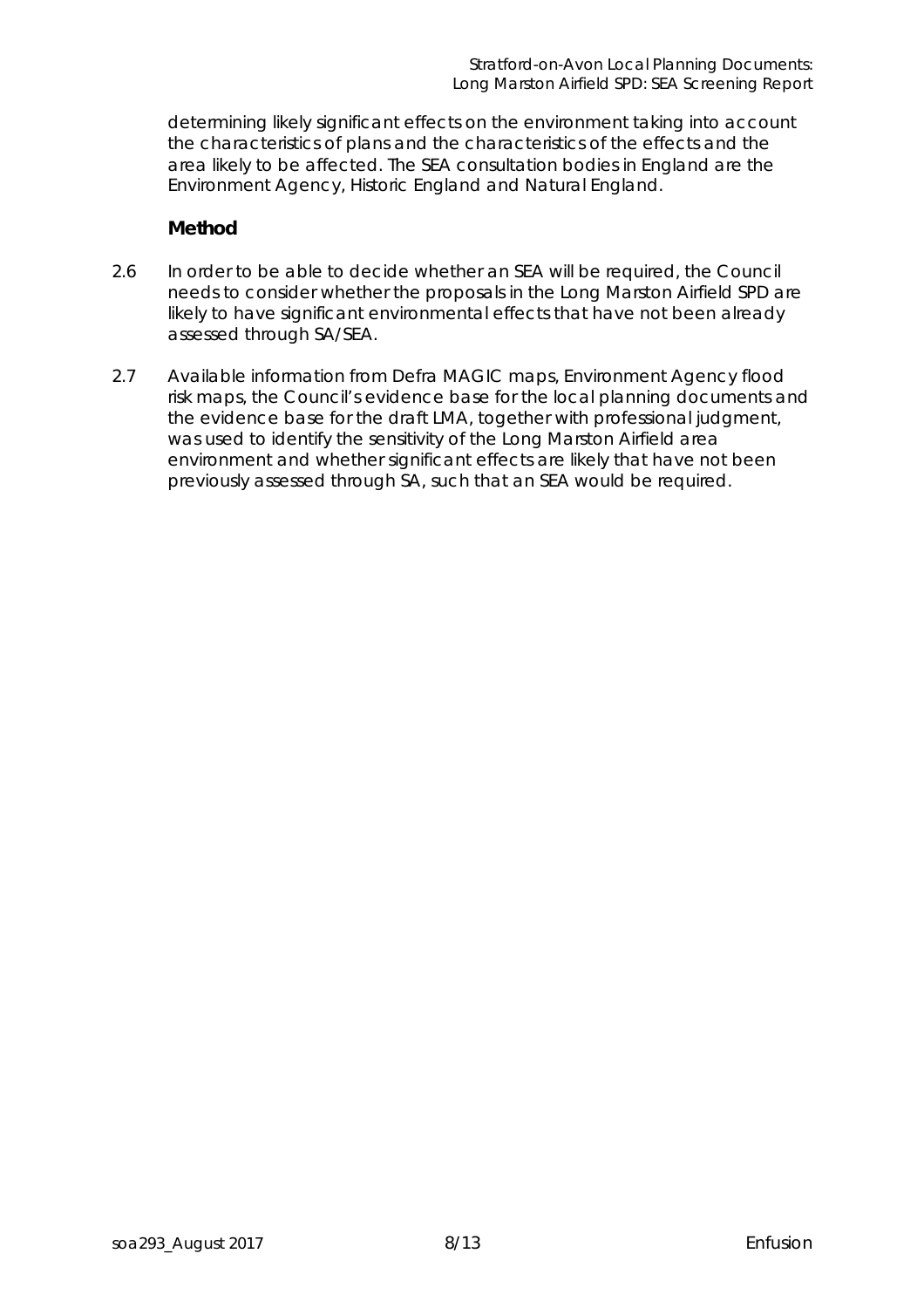determining likely significant effects on the environment taking into account the characteristics of plans and the characteristics of the effects and the area likely to be affected. The SEA consultation bodies in England are the Environment Agency, Historic England and Natural England.

### Method

2.6 In order to be able to decide whether an SEA will be required, the Council needs to consider whether the proposals in the Long Marston Airfield SPD are likely to have significant environmental effects that have not been already assessed through SA/SEA.

2.7 Available information from Defra MAGIC maps, Environment Agency flood risk maps, the Council's evidence base for the local planning documents and the evidence base for the draft LMA, together with professional judgment, was used to identify the sensitivity of the Long Marston Airfield area environment and whether significant effects are likely that have not been previously assessed through SA, such that an SEA would be required.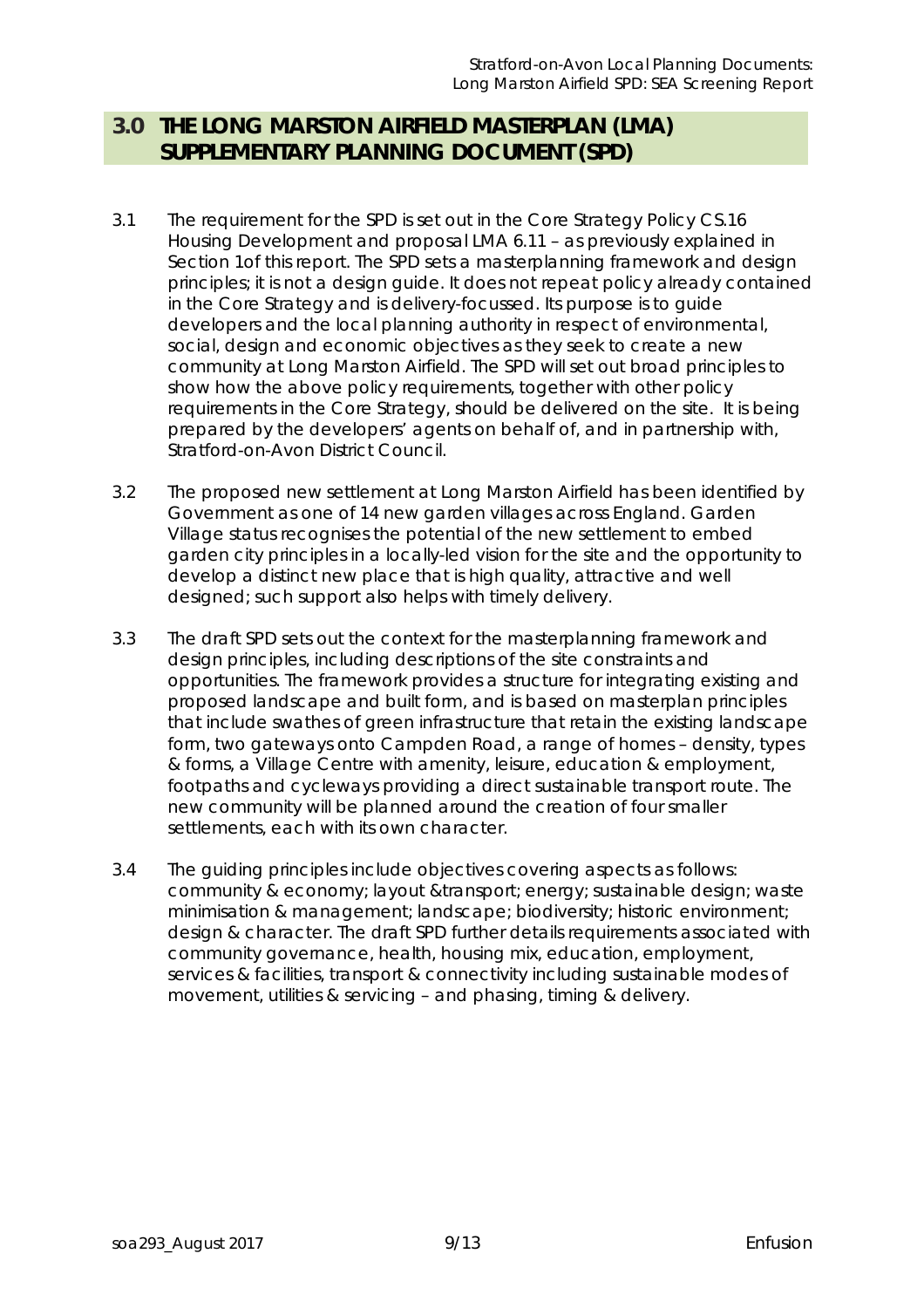## 3.0 THE LONG MARSTON AIRFIELD MASTERPLAN (LMA) SUPPLEMENTARY PLANNING DOCUMENT (SPD)

3.1 The requirement for the SPD is set out in the Core Strategy Policy CS.16 Housing Development and proposal LMA 6.11 – as previously explained in Section 1of this report. The SPD sets a masterplanning framework and design principles; it is not a design guide. It does not repeat policy already contained in the Core Strategy and is delivery-focussed. Its purpose is to guide developers and the local planning authority in respect of environmental, social, design and economic objectives as they seek to create a new community at Long Marston Airfield. The SPD will set out broad principles to show how the above policy requirements, together with other policy requirements in the Core Strategy, should be delivered on the site. It is being prepared by the developers' agents on behalf of, and in partnership with, Stratford-on-Avon District Council.

3.2 The proposed new settlement at Long Marston Airfield has been identified by Government as one of 14 new garden villages across England. Garden Village status recognises the potential of the new settlement to embed garden city principles in a locally-led vision for the site and the opportunity to develop a distinct new place that is high quality, attractive and well designed; such support also helps with timely delivery.

3.3 The draft SPD sets out the context for the masterplanning framework and design principles, including descriptions of the site constraints and opportunities. The framework provides a structure for integrating existing and proposed landscape and built form, and is based on masterplan principles that include swathes of green infrastructure that retain the existing landscape form, two gateways onto Campden Road, a range of homes – density, types & forms, a Village Centre with amenity, leisure, education & employment, footpaths and cycleways providing a direct sustainable transport route. The new community will be planned around the creation of four smaller settlements, each with its own character.

3.4 The guiding principles include objectives covering aspects as follows: community & economy; layout &transport; energy; sustainable design; waste minimisation & management; landscape; biodiversity; historic environment; design & character. The draft SPD further details requirements associated with community governance, health, housing mix, education, employment, services & facilities, transport & connectivity including sustainable modes of movement, utilities & servicing – and phasing, timing & delivery.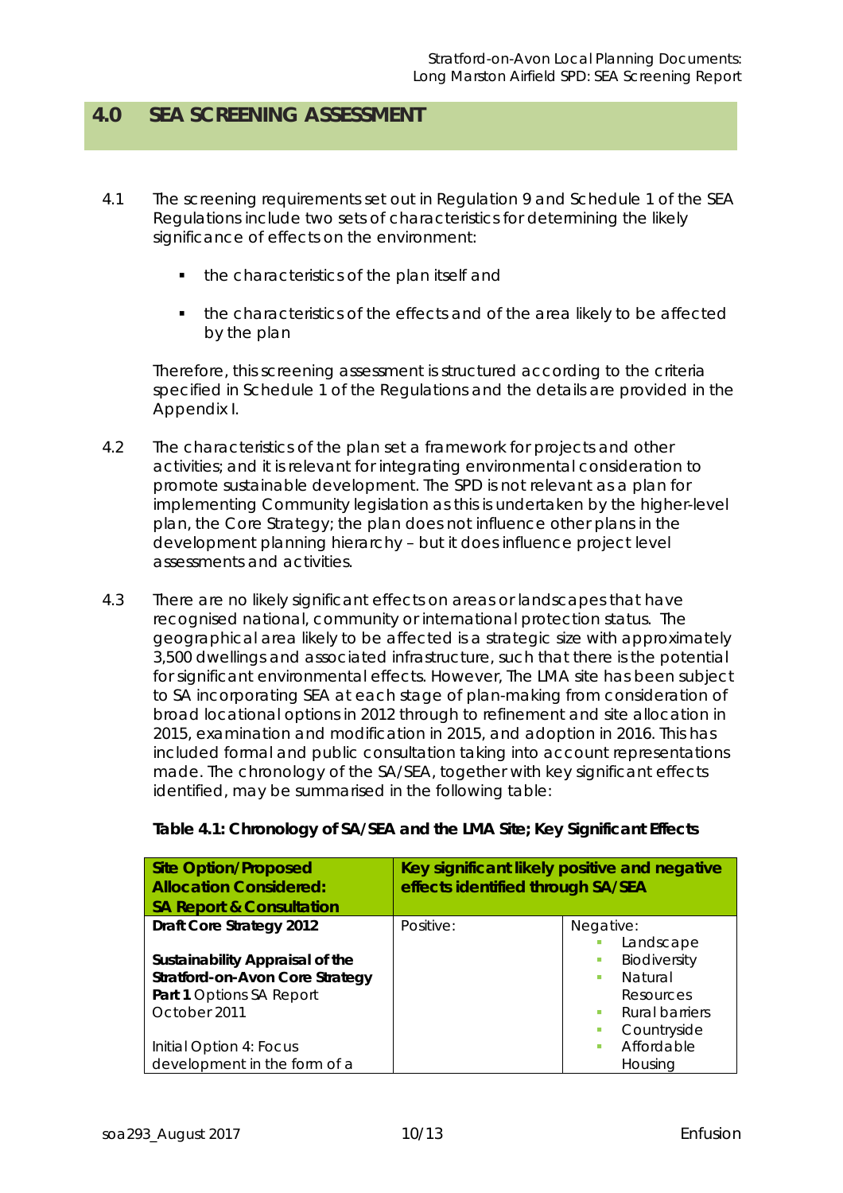## 4.0 SEA SCREENING ASSESSMENT

4.1 The screening requirements set out in Regulation 9 and Schedule 1 of the SEA Regulations include two sets of characteristics for determining the likely significance of effects on the environment:

- the characteristics of the plan itself and
- the characteristics of the effects and of the area likely to be affected by the plan

Therefore, this screening assessment is structured according to the criteria specified in Schedule 1 of the Regulations and the details are provided in the Appendix I.

4.2 The characteristics of the plan set a framework for projects and other activities; and it is relevant for integrating environmental consideration to promote sustainable development. The SPD is not relevant as a plan for implementing Community legislation as this is undertaken by the higher-level plan, the Core Strategy; the plan does not influence other plans in the development planning hierarchy – but it does influence project level assessments and activities.

4.3 There are no likely significant effects on areas or landscapes that have recognised national, community or international protection status. The geographical area likely to be affected is a strategic size with approximately 3,500 dwellings and associated infrastructure, such that there is the potential for significant environmental effects. However, The LMA site has been subject to SA incorporating SEA at each stage of plan-making from consideration of broad locational options in 2012 through to refinement and site allocation in 2015, examination and modification in 2015, and adoption in 2016. This has included formal and public consultation taking into account representations made. The chronology of the SA/SEA, together with key significant effects identified, may be summarised in the following table:

**Table 4.1: Chronology of SA/SEA and the LMA Site; Key Significant Effects**

| Site Option/Proposed Allocation Considered: SA Report & Consultation | Key significant likely positive and negative effects identified through SA/SEA | |
|---|---|---|
| **Draft Core Strategy 2012**<br><br>**Sustainability Appraisal of the Stratford-on-Avon Core Strategy Part 1** Options SA Report October 2011<br><br>Initial Option 4: Focus development in the form of a | Positive: | Negative:<br>- Landscape<br>- Biodiversity<br>- Natural Resources<br>- Rural barriers<br>- Countryside<br>- Affordable Housing |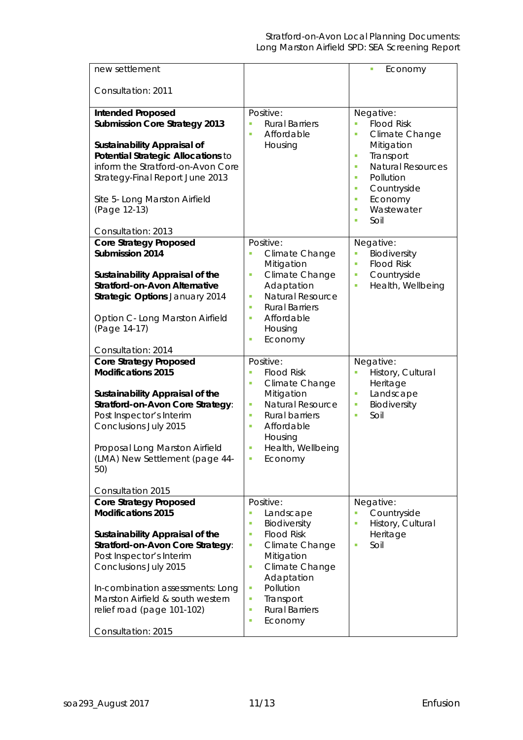| | | |
|---|---|---|
| new settlement<br><br>Consultation: 2011 | | ▪ Economy |
| **Intended Proposed Submission Core Strategy 2013**<br><br>**Sustainability Appraisal of Potential Strategic Allocations** to inform the Stratford-on-Avon Core Strategy-Final Report June 2013<br><br>Site 5- Long Marston Airfield (Page 12-13)<br><br>Consultation: 2013 | Positive:<br>▪ Rural Barriers<br>▪ Affordable Housing | Negative:<br>▪ Flood Risk<br>▪ Climate Change Mitigation<br>▪ Transport<br>▪ Natural Resources<br>▪ Pollution<br>▪ Countryside<br>▪ Economy<br>▪ Wastewater<br>▪ Soil |
| **Core Strategy Proposed Submission 2014**<br><br>**Sustainability Appraisal of the Stratford-on-Avon Alternative Strategic Options** January 2014<br><br>Option C- Long Marston Airfield (Page 14-17)<br><br>Consultation: 2014 | Positive:<br>▪ Climate Change Mitigation<br>▪ Climate Change Adaptation<br>▪ Natural Resource<br>▪ Rural Barriers<br>▪ Affordable Housing<br>▪ Economy | Negative:<br>▪ Biodiversity<br>▪ Flood Risk<br>▪ Countryside<br>▪ Health, Wellbeing |
| **Core Strategy Proposed Modifications 2015**<br><br>**Sustainability Appraisal of the Stratford-on-Avon Core Strategy**: Post Inspector's Interim Conclusions July 2015<br><br>Proposal Long Marston Airfield (LMA) New Settlement (page 44-50)<br><br>Consultation 2015 | Positive:<br>▪ Flood Risk<br>▪ Climate Change Mitigation<br>▪ Natural Resource<br>▪ Rural barriers<br>▪ Affordable Housing<br>▪ Health, Wellbeing<br>▪ Economy | Negative:<br>▪ History, Cultural Heritage<br>▪ Landscape<br>▪ Biodiversity<br>▪ Soil |
| **Core Strategy Proposed Modifications 2015**<br><br>**Sustainability Appraisal of the Stratford-on-Avon Core Strategy**: Post Inspector's Interim Conclusions July 2015<br><br>In-combination assessments: Long Marston Airfield & south western relief road (page 101-102)<br><br>Consultation: 2015 | Positive:<br>▪ Landscape<br>▪ Biodiversity<br>▪ Flood Risk<br>▪ Climate Change Mitigation<br>▪ Climate Change Adaptation<br>▪ Pollution<br>▪ Transport<br>▪ Rural Barriers<br>▪ Economy | Negative:<br>▪ Countryside<br>▪ History, Cultural Heritage<br>▪ Soil |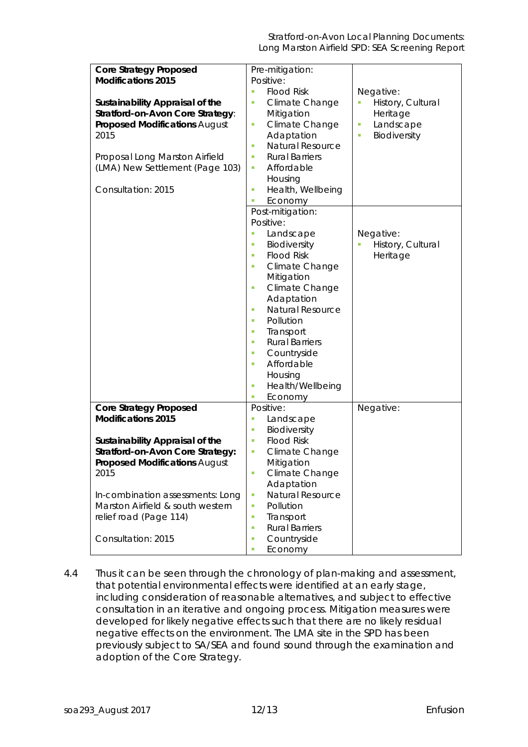| | | |
|---|---|---|
| **Core Strategy Proposed Modifications 2015**<br><br>**Sustainability Appraisal of the Stratford-on-Avon Core Strategy**: **Proposed Modifications** August 2015<br><br>Proposal Long Marston Airfield (LMA) New Settlement (Page 103)<br><br>Consultation: 2015 | Pre-mitigation:<br>Positive:<br>- Flood Risk<br>- Climate Change Mitigation<br>- Climate Change Adaptation<br>- Natural Resource<br>- Rural Barriers<br>- Affordable Housing<br>- Health, Wellbeing<br>- Economy | Negative:<br>- History, Cultural Heritage<br>- Landscape<br>- Biodiversity |
| | Post-mitigation:<br>Positive:<br>- Landscape<br>- Biodiversity<br>- Flood Risk<br>- Climate Change Mitigation<br>- Climate Change Adaptation<br>- Natural Resource<br>- Pollution<br>- Transport<br>- Rural Barriers<br>- Countryside<br>- Affordable Housing<br>- Health/Wellbeing<br>- Economy | Negative:<br>- History, Cultural Heritage |
| **Core Strategy Proposed Modifications 2015**<br><br>**Sustainability Appraisal of the Stratford-on-Avon Core Strategy: Proposed Modifications** August 2015<br><br>In-combination assessments: Long Marston Airfield & south western relief road (Page 114)<br><br>Consultation: 2015 | Positive:<br>- Landscape<br>- Biodiversity<br>- Flood Risk<br>- Climate Change Mitigation<br>- Climate Change Adaptation<br>- Natural Resource<br>- Pollution<br>- Transport<br>- Rural Barriers<br>- Countryside<br>- Economy | Negative: |

4.4 Thus it can be seen through the chronology of plan-making and assessment, that potential environmental effects were identified at an early stage, including consideration of reasonable alternatives, and subject to effective consultation in an iterative and ongoing process. Mitigation measures were developed for likely negative effects such that there are no likely residual negative effects on the environment. The LMA site in the SPD has been previously subject to SA/SEA and found sound through the examination and adoption of the Core Strategy.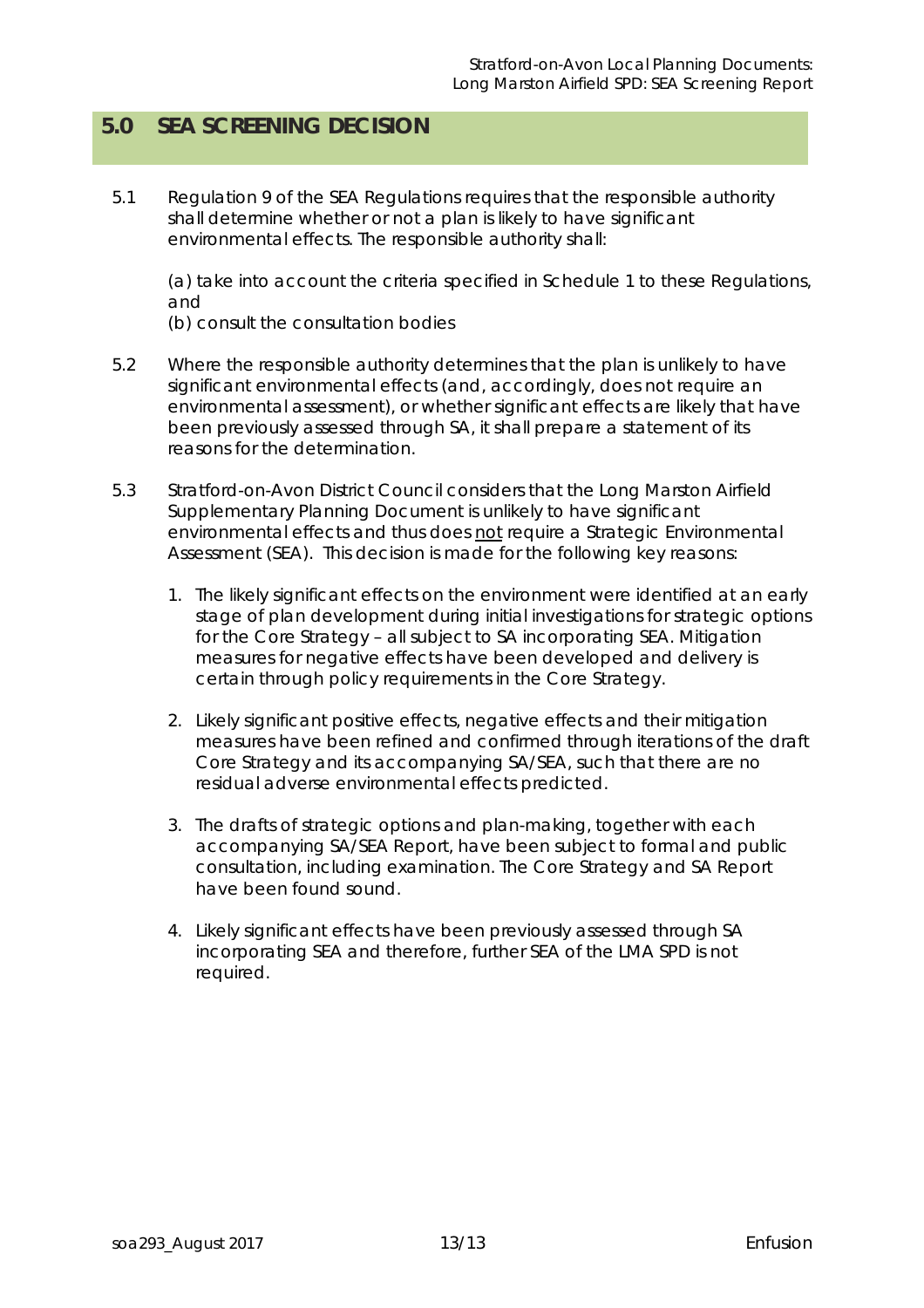## 5.0 SEA SCREENING DECISION

5.1 Regulation 9 of the SEA Regulations requires that the responsible authority shall determine whether or not a plan is likely to have significant environmental effects. The responsible authority shall:

(a) take into account the criteria specified in Schedule 1 to these Regulations, and
(b) consult the consultation bodies

5.2 Where the responsible authority determines that the plan is unlikely to have significant environmental effects (and, accordingly, does not require an environmental assessment), or whether significant effects are likely that have been previously assessed through SA, it shall prepare a statement of its reasons for the determination.

5.3 Stratford-on-Avon District Council considers that the Long Marston Airfield Supplementary Planning Document is unlikely to have significant environmental effects and thus does <u>not</u> require a Strategic Environmental Assessment (SEA). This decision is made for the following key reasons:

1. The likely significant effects on the environment were identified at an early stage of plan development during initial investigations for strategic options for the Core Strategy – all subject to SA incorporating SEA. Mitigation measures for negative effects have been developed and delivery is certain through policy requirements in the Core Strategy.

2. Likely significant positive effects, negative effects and their mitigation measures have been refined and confirmed through iterations of the draft Core Strategy and its accompanying SA/SEA, such that there are no residual adverse environmental effects predicted.

3. The drafts of strategic options and plan-making, together with each accompanying SA/SEA Report, have been subject to formal and public consultation, including examination. The Core Strategy and SA Report have been found sound.

4. Likely significant effects have been previously assessed through SA incorporating SEA and therefore, further SEA of the LMA SPD is not required.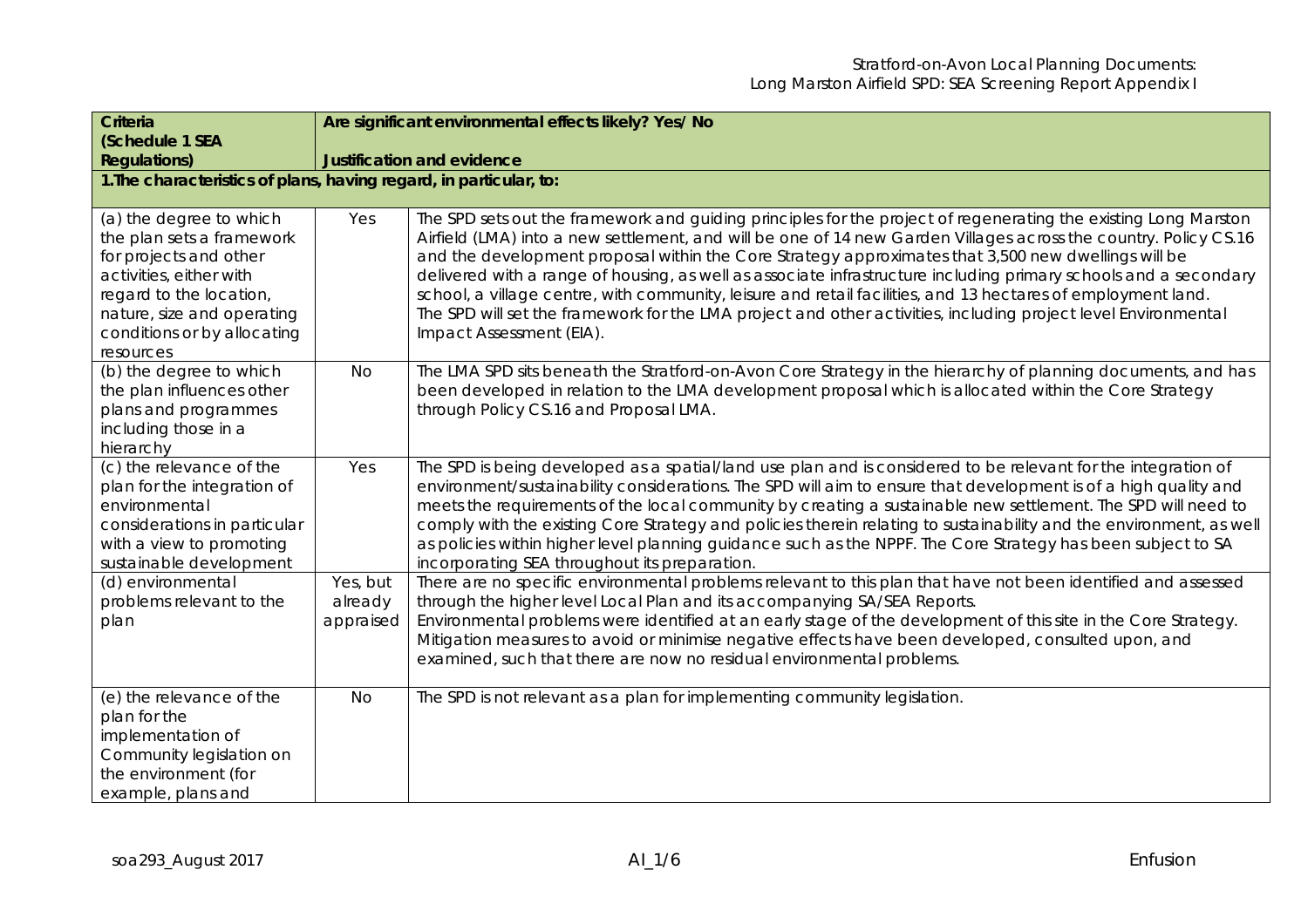| Criteria (Schedule 1 SEA Regulations) | Are significant environmental effects likely? Yes/ No | |
|---|---|---|
| | **Justification and evidence** | |
| **1.The characteristics of plans, having regard, in particular, to:** | | |
| (a) the degree to which the plan sets a framework for projects and other activities, either with regard to the location, nature, size and operating conditions or by allocating resources | Yes | The SPD sets out the framework and guiding principles for the project of regenerating the existing Long Marston Airfield (LMA) into a new settlement, and will be one of 14 new Garden Villages across the country. Policy CS.16 and the development proposal within the Core Strategy approximates that 3,500 new dwellings will be delivered with a range of housing, as well as associate infrastructure including primary schools and a secondary school, a village centre, with community, leisure and retail facilities, and 13 hectares of employment land. The SPD will set the framework for the LMA project and other activities, including project level Environmental Impact Assessment (EIA). |
| (b) the degree to which the plan influences other plans and programmes including those in a hierarchy | No | The LMA SPD sits beneath the Stratford-on-Avon Core Strategy in the hierarchy of planning documents, and has been developed in relation to the LMA development proposal which is allocated within the Core Strategy through Policy CS.16 and Proposal LMA. |
| (c) the relevance of the plan for the integration of environmental considerations in particular with a view to promoting sustainable development | Yes | The SPD is being developed as a spatial/land use plan and is considered to be relevant for the integration of environment/sustainability considerations. The SPD will aim to ensure that development is of a high quality and meets the requirements of the local community by creating a sustainable new settlement. The SPD will need to comply with the existing Core Strategy and policies therein relating to sustainability and the environment, as well as policies within higher level planning guidance such as the NPPF. The Core Strategy has been subject to SA incorporating SEA throughout its preparation. |
| (d) environmental problems relevant to the plan | Yes, but already appraised | There are no specific environmental problems relevant to this plan that have not been identified and assessed through the higher level Local Plan and its accompanying SA/SEA Reports. Environmental problems were identified at an early stage of the development of this site in the Core Strategy. Mitigation measures to avoid or minimise negative effects have been developed, consulted upon, and examined, such that there are now no residual environmental problems. |
| (e) the relevance of the plan for the implementation of Community legislation on the environment (for example, plans and | No | The SPD is not relevant as a plan for implementing community legislation. |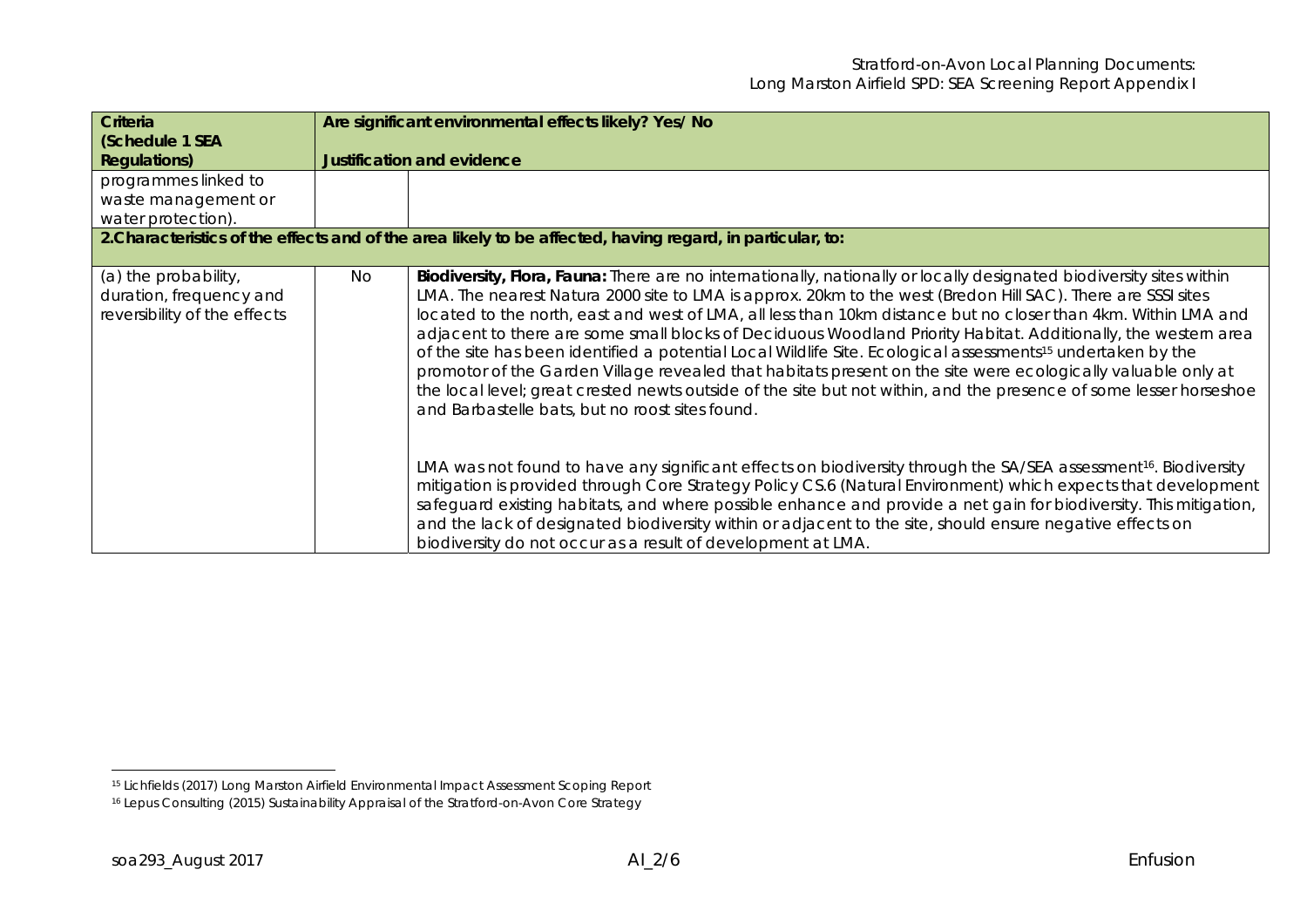| Criteria (Schedule 1 SEA Regulations) | Are significant environmental effects likely? Yes/ No | Justification and evidence |
|---|---|---|
| programmes linked to waste management or water protection). | | |
| **2.Characteristics of the effects and of the area likely to be affected, having regard, in particular, to:** | | |
| (a) the probability, duration, frequency and reversibility of the effects | No | **Biodiversity, Flora, Fauna:** There are no internationally, nationally or locally designated biodiversity sites within LMA. The nearest Natura 2000 site to LMA is approx. 20km to the west (Bredon Hill SAC). There are SSSI sites located to the north, east and west of LMA, all less than 10km distance but no closer than 4km. Within LMA and adjacent to there are some small blocks of Deciduous Woodland Priority Habitat. Additionally, the western area of the site has been identified a potential Local Wildlife Site. Ecological assessments[15] undertaken by the promotor of the Garden Village revealed that habitats present on the site were ecologically valuable only at the local level; great crested newts outside of the site but not within, and the presence of some lesser horseshoe and Barbastelle bats, but no roost sites found.<br><br>LMA was not found to have any significant effects on biodiversity through the SA/SEA assessment[16]. Biodiversity mitigation is provided through Core Strategy Policy CS.6 (Natural Environment) which expects that development safeguard existing habitats, and where possible enhance and provide a net gain for biodiversity. This mitigation, and the lack of designated biodiversity within or adjacent to the site, should ensure negative effects on biodiversity do not occur as a result of development at LMA. |

[15] Lichfields (2017) Long Marston Airfield Environmental Impact Assessment Scoping Report

[16] Lepus Consulting (2015) Sustainability Appraisal of the Stratford-on-Avon Core Strategy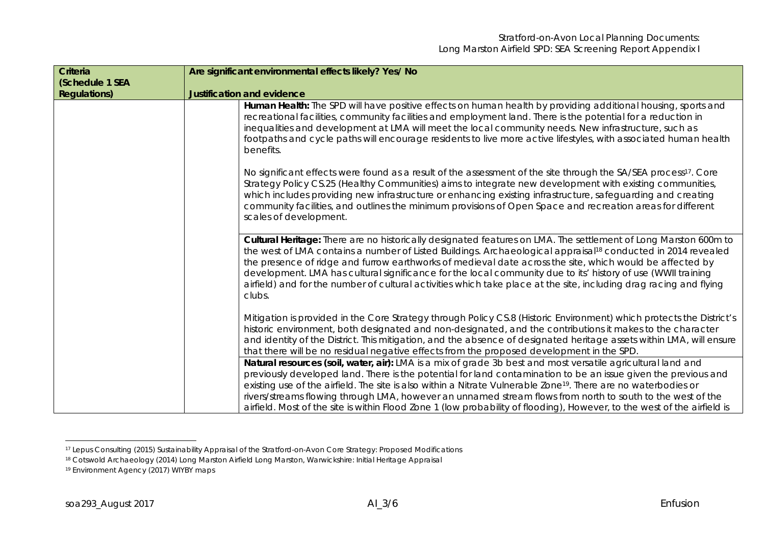| Criteria (Schedule 1 SEA Regulations) | Are significant environmental effects likely? Yes/ No | |
|---|---|---|
| | **Justification and evidence** | |
| | | **Human Health:** The SPD will have positive effects on human health by providing additional housing, sports and recreational facilities, community facilities and employment land. There is the potential for a reduction in inequalities and development at LMA will meet the local community needs. New infrastructure, such as footpaths and cycle paths will encourage residents to live more active lifestyles, with associated human health benefits.<br><br>No significant effects were found as a result of the assessment of the site through the SA/SEA process[17]. Core Strategy Policy CS.25 (Healthy Communities) aims to integrate new development with existing communities, which includes providing new infrastructure or enhancing existing infrastructure, safeguarding and creating community facilities, and outlines the minimum provisions of Open Space and recreation areas for different scales of development. |
| | | **Cultural Heritage:** There are no historically designated features on LMA. The settlement of Long Marston 600m to the west of LMA contains a number of Listed Buildings. Archaeological appraisal[18] conducted in 2014 revealed the presence of ridge and furrow earthworks of medieval date across the site, which would be affected by development. LMA has cultural significance for the local community due to its' history of use (WWII training airfield) and for the number of cultural activities which take place at the site, including drag racing and flying clubs.<br><br>Mitigation is provided in the Core Strategy through Policy CS.8 (Historic Environment) which protects the District's historic environment, both designated and non-designated, and the contributions it makes to the character and identity of the District. This mitigation, and the absence of designated heritage assets within LMA, will ensure that there will be no residual negative effects from the proposed development in the SPD. |
| | | **Natural resources (soil, water, air):** LMA is a mix of grade 3b best and most versatile agricultural land and previously developed land. There is the potential for land contamination to be an issue given the previous and existing use of the airfield. The site is also within a Nitrate Vulnerable Zone[19]. There are no waterbodies or rivers/streams flowing through LMA, however an unnamed stream flows from north to south to the west of the airfield. Most of the site is within Flood Zone 1 (low probability of flooding), However, to the west of the airfield is |

[17] Lepus Consulting (2015) Sustainability Appraisal of the Stratford-on-Avon Core Strategy: Proposed Modifications

[18] Cotswold Archaeology (2014) Long Marston Airfield Long Marston, Warwickshire: Initial Heritage Appraisal

[19] Environment Agency (2017) WIYBY maps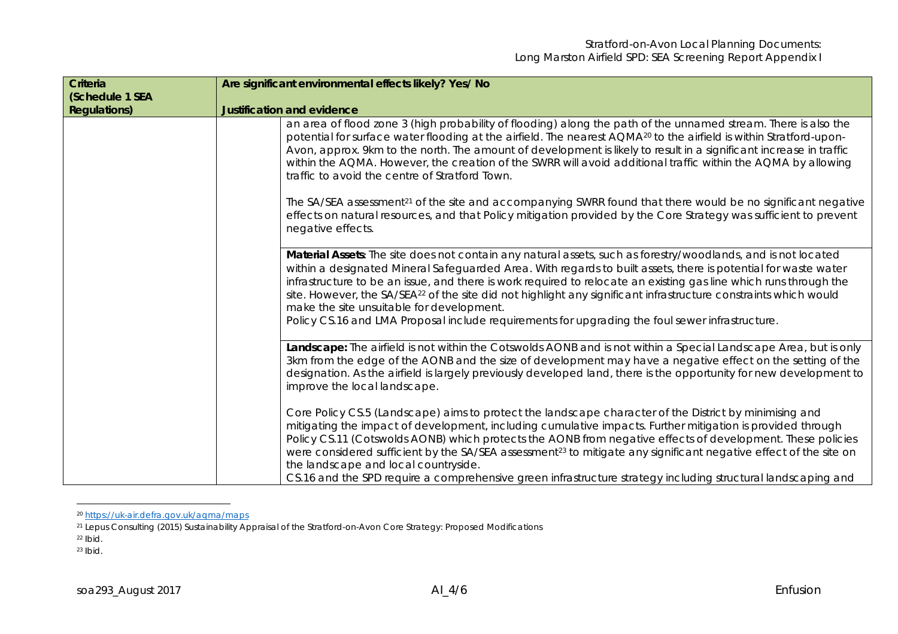| Criteria (Schedule 1 SEA Regulations) | Are significant environmental effects likely? Yes/ No | |
|---|---|---|
| | Justification and evidence | |
| | | an area of flood zone 3 (high probability of flooding) along the path of the unnamed stream. There is also the potential for surface water flooding at the airfield. The nearest AQMA[20] to the airfield is within Stratford-upon-Avon, approx. 9km to the north. The amount of development is likely to result in a significant increase in traffic within the AQMA. However, the creation of the SWRR will avoid additional traffic within the AQMA by allowing traffic to avoid the centre of Stratford Town.<br><br>The SA/SEA assessment[21] of the site and accompanying SWRR found that there would be no significant negative effects on natural resources, and that Policy mitigation provided by the Core Strategy was sufficient to prevent negative effects. |
| | | **Material Assets**: The site does not contain any natural assets, such as forestry/woodlands, and is not located within a designated Mineral Safeguarded Area. With regards to built assets, there is potential for waste water infrastructure to be an issue, and there is work required to relocate an existing gas line which runs through the site. However, the SA/SEA[22] of the site did not highlight any significant infrastructure constraints which would make the site unsuitable for development.<br>Policy CS.16 and LMA Proposal include requirements for upgrading the foul sewer infrastructure. |
| | | **Landscape:** The airfield is not within the Cotswolds AONB and is not within a Special Landscape Area, but is only 3km from the edge of the AONB and the size of development may have a negative effect on the setting of the designation. As the airfield is largely previously developed land, there is the opportunity for new development to improve the local landscape.<br><br>Core Policy CS.5 (Landscape) aims to protect the landscape character of the District by minimising and mitigating the impact of development, including cumulative impacts. Further mitigation is provided through Policy CS.11 (Cotswolds AONB) which protects the AONB from negative effects of development. These policies were considered sufficient by the SA/SEA assessment[23] to mitigate any significant negative effect of the site on the landscape and local countryside.<br>CS.16 and the SPD require a comprehensive green infrastructure strategy including structural landscaping and |

[20] https://uk-air.defra.gov.uk/aqma/maps

[21] Lepus Consulting (2015) Sustainability Appraisal of the Stratford-on-Avon Core Strategy: Proposed Modifications

[22] Ibid.

[23] Ibid.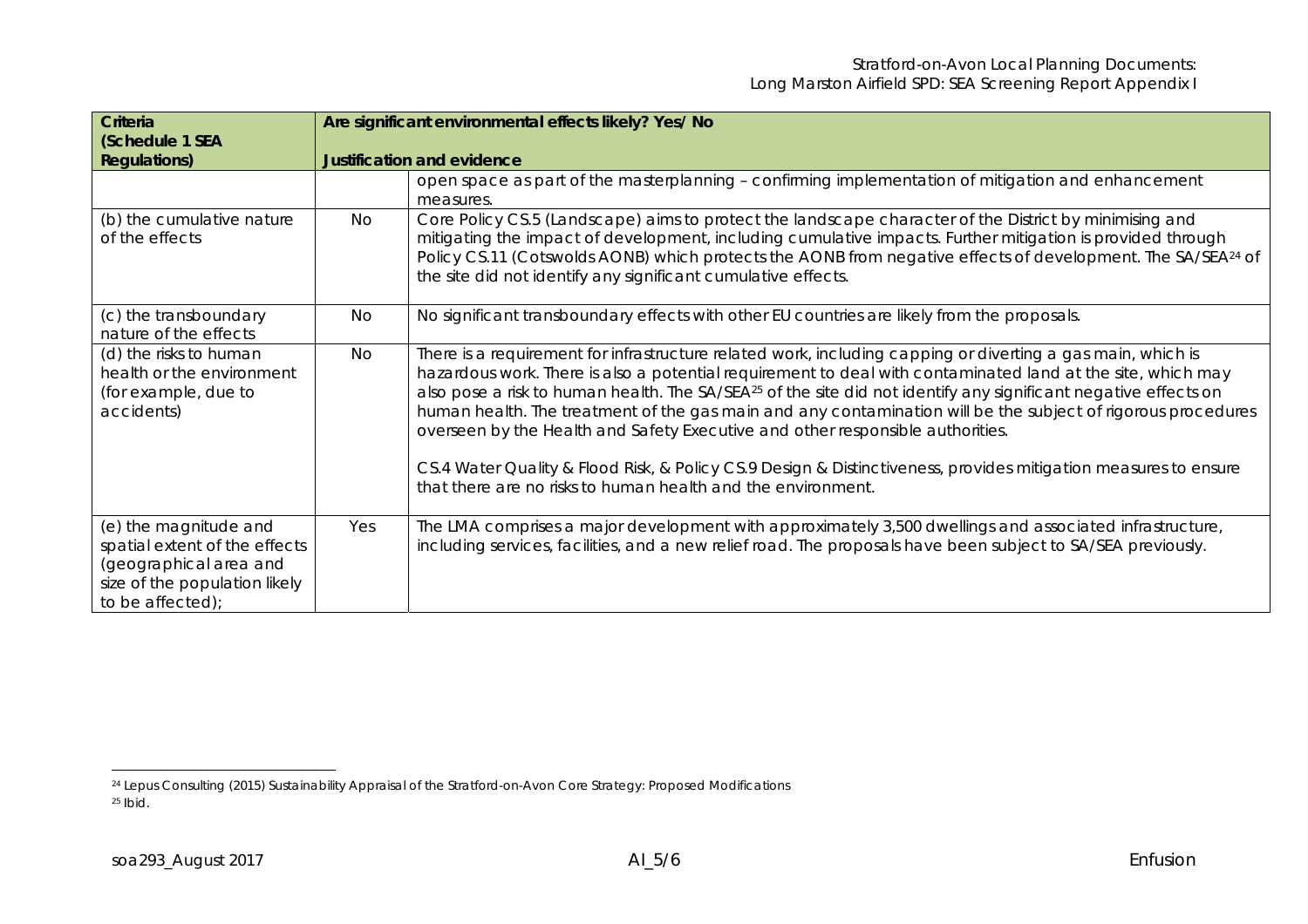| Criteria (Schedule 1 SEA Regulations) | Are significant environmental effects likely? Yes/ No | |
|---|---|---|
| | **Justification and evidence** | |
| | | open space as part of the masterplanning – confirming implementation of mitigation and enhancement measures. |
| (b) the cumulative nature of the effects | No | Core Policy CS.5 (Landscape) aims to protect the landscape character of the District by minimising and mitigating the impact of development, including cumulative impacts. Further mitigation is provided through Policy CS.11 (Cotswolds AONB) which protects the AONB from negative effects of development. The SA/SEA[24] of the site did not identify any significant cumulative effects. |
| (c) the transboundary nature of the effects | No | No significant transboundary effects with other EU countries are likely from the proposals. |
| (d) the risks to human health or the environment (for example, due to accidents) | No | There is a requirement for infrastructure related work, including capping or diverting a gas main, which is hazardous work. There is also a potential requirement to deal with contaminated land at the site, which may also pose a risk to human health. The SA/SEA[25] of the site did not identify any significant negative effects on human health. The treatment of the gas main and any contamination will be the subject of rigorous procedures overseen by the Health and Safety Executive and other responsible authorities.<br><br>CS.4 Water Quality & Flood Risk, & Policy CS.9 Design & Distinctiveness, provides mitigation measures to ensure that there are no risks to human health and the environment. |
| (e) the magnitude and spatial extent of the effects (geographical area and size of the population likely to be affected); | Yes | The LMA comprises a major development with approximately 3,500 dwellings and associated infrastructure, including services, facilities, and a new relief road. The proposals have been subject to SA/SEA previously. |

[24] Lepus Consulting (2015) Sustainability Appraisal of the Stratford-on-Avon Core Strategy: Proposed Modifications

[25] Ibid.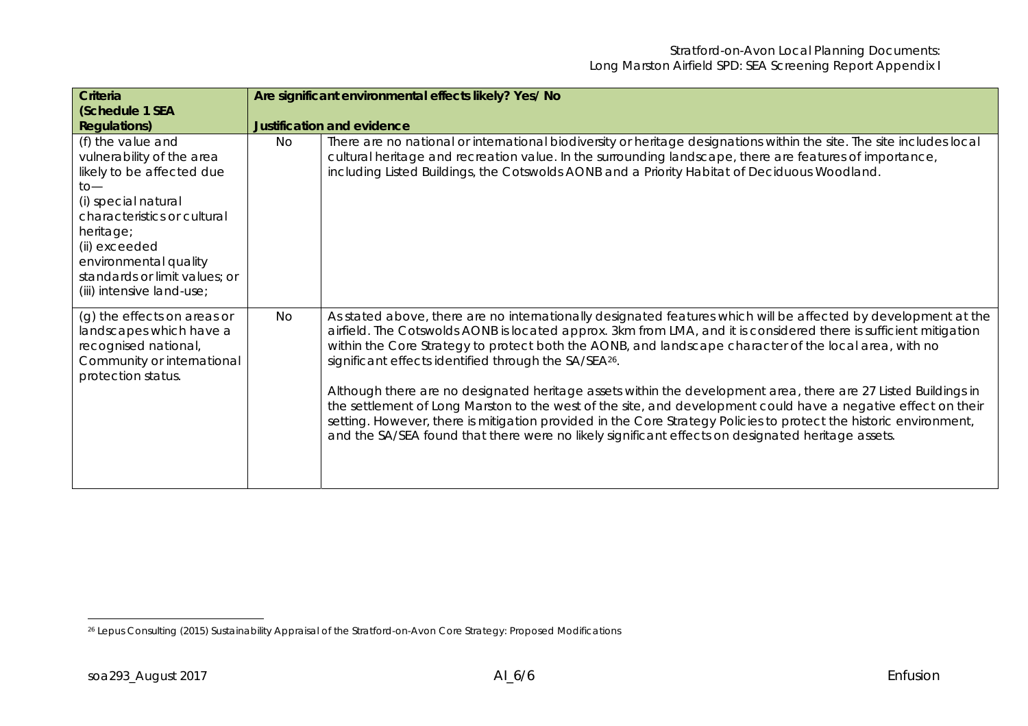| Criteria (Schedule 1 SEA Regulations) | Are significant environmental effects likely? Yes/ No | |
|---|---|---|
| | **Justification and evidence** | |
| (f) the value and vulnerability of the area likely to be affected due to— (i) special natural characteristics or cultural heritage; (ii) exceeded environmental quality standards or limit values; or (iii) intensive land-use; | No | There are no national or international biodiversity or heritage designations within the site. The site includes local cultural heritage and recreation value. In the surrounding landscape, there are features of importance, including Listed Buildings, the Cotswolds AONB and a Priority Habitat of Deciduous Woodland. |
| (g) the effects on areas or landscapes which have a recognised national, Community or international protection status. | No | As stated above, there are no internationally designated features which will be affected by development at the airfield. The Cotswolds AONB is located approx. 3km from LMA, and it is considered there is sufficient mitigation within the Core Strategy to protect both the AONB, and landscape character of the local area, with no significant effects identified through the SA/SEA[26]. Although there are no designated heritage assets within the development area, there are 27 Listed Buildings in the settlement of Long Marston to the west of the site, and development could have a negative effect on their setting. However, there is mitigation provided in the Core Strategy Policies to protect the historic environment, and the SA/SEA found that there were no likely significant effects on designated heritage assets. |

[26] Lepus Consulting (2015) Sustainability Appraisal of the Stratford-on-Avon Core Strategy: Proposed Modifications